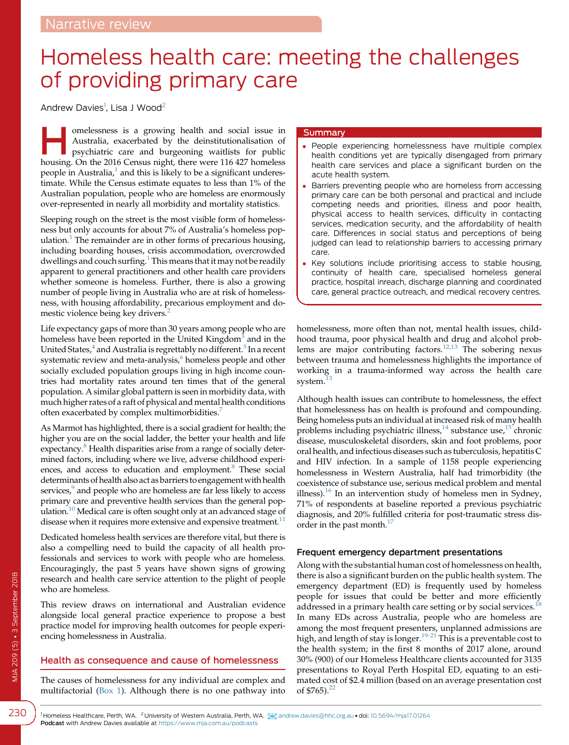Narrative review

# Homeless health care: meeting the challenges of providing primary care

Andrew Davies[1], Lisa J Wood[2]

## Summary

- People experiencing homelessness have multiple complex health conditions yet are typically disengaged from primary health care services and place a significant burden on the acute health system.
- Barriers preventing people who are homeless from accessing primary care can be both personal and practical and include competing needs and priorities, illness and poor health, physical access to health services, difficulty in contacting services, medication security, and the affordability of health care. Differences in social status and perceptions of being judged can lead to relationship barriers to accessing primary care.
- Key solutions include prioritising access to stable housing, continuity of health care, specialised homeless general practice, hospital inreach, discharge planning and coordinated care, general practice outreach, and medical recovery centres.

Homelessness is a growing health and social issue in Australia, exacerbated by the deinstitutionalisation of psychiatric care and burgeoning waitlists for public housing. On the 2016 Census night, there were 116 427 homeless people in Australia,[1] and this is likely to be a significant underestimate. While the Census estimate equates to less than 1% of the Australian population, people who are homeless are enormously over-represented in nearly all morbidity and mortality statistics.

Sleeping rough on the street is the most visible form of homelessness but only accounts for about 7% of Australia's homeless population.[1] The remainder are in other forms of precarious housing, including boarding houses, crisis accommodation, overcrowded dwellings and couch surfing.[1] This means that it may not be readily apparent to general practitioners and other health care providers whether someone is homeless. Further, there is also a growing number of people living in Australia who are at risk of homelessness, with housing affordability, precarious employment and domestic violence being key drivers.[2]

Life expectancy gaps of more than 30 years among people who are homeless have been reported in the United Kingdom[3] and in the United States,[4] and Australia is regrettably no different.[5] In a recent systematic review and meta-analysis,[6] homeless people and other socially excluded population groups living in high income countries had mortality rates around ten times that of the general population. A similar global pattern is seen in morbidity data, with much higher rates of a raft of physical and mental health conditions often exacerbated by complex multimorbidities.[7]

As Marmot has highlighted, there is a social gradient for health; the higher you are on the social ladder, the better your health and life expectancy.[8] Health disparities arise from a range of socially determined factors, including where we live, adverse childhood experiences, and access to education and employment.[8] These social determinants of health also act as barriers to engagement with health services,[9] and people who are homeless are far less likely to access primary care and preventive health services than the general population.[10] Medical care is often sought only at an advanced stage of disease when it requires more extensive and expensive treatment.[11]

Dedicated homeless health services are therefore vital, but there is also a compelling need to build the capacity of all health professionals and services to work with people who are homeless. Encouragingly, the past 5 years have shown signs of growing research and health care service attention to the plight of people who are homeless.

This review draws on international and Australian evidence alongside local general practice experience to propose a best practice model for improving health outcomes for people experiencing homelessness in Australia.

## Health as consequence and cause of homelessness

The causes of homelessness for any individual are complex and multifactorial (Box 1). Although there is no one pathway into homelessness, more often than not, mental health issues, childhood trauma, poor physical health and drug and alcohol problems are major contributing factors.[12,13] The sobering nexus between trauma and homelessness highlights the importance of working in a trauma-informed way across the health care system.[13]

Although health issues can contribute to homelessness, the effect that homelessness has on health is profound and compounding. Being homeless puts an individual at increased risk of many health problems including psychiatric illness,[14] substance use,[15] chronic disease, musculoskeletal disorders, skin and foot problems, poor oral health, and infectious diseases such as tuberculosis, hepatitis C and HIV infection. In a sample of 1158 people experiencing homelessness in Western Australia, half had trimorbidity (the coexistence of substance use, serious medical problem and mental illness).[16] In an intervention study of homeless men in Sydney, 71% of respondents at baseline reported a previous psychiatric diagnosis, and 20% fulfilled criteria for post-traumatic stress disorder in the past month.[17]

### Frequent emergency department presentations

Along with the substantial human cost of homelessness on health, there is also a significant burden on the public health system. The emergency department (ED) is frequently used by homeless people for issues that could be better and more efficiently addressed in a primary health care setting or by social services.[18] In many EDs across Australia, people who are homeless are among the most frequent presenters, unplanned admissions are high, and length of stay is longer.[19-21] This is a preventable cost to the health system; in the first 8 months of 2017 alone, around 30% (900) of our Homeless Healthcare clients accounted for 3135 presentations to Royal Perth Hospital ED, equating to an estimated cost of $2.4 million (based on an average presentation cost of $765).[22]

[1] Homeless Healthcare, Perth, WA. [2] University of Western Australia, Perth, WA. andrew.davies@hhc.org.au • doi: 10.5694/mja17.01264
Podcast with Andrew Davies available at https://www.mja.com.au/podcasts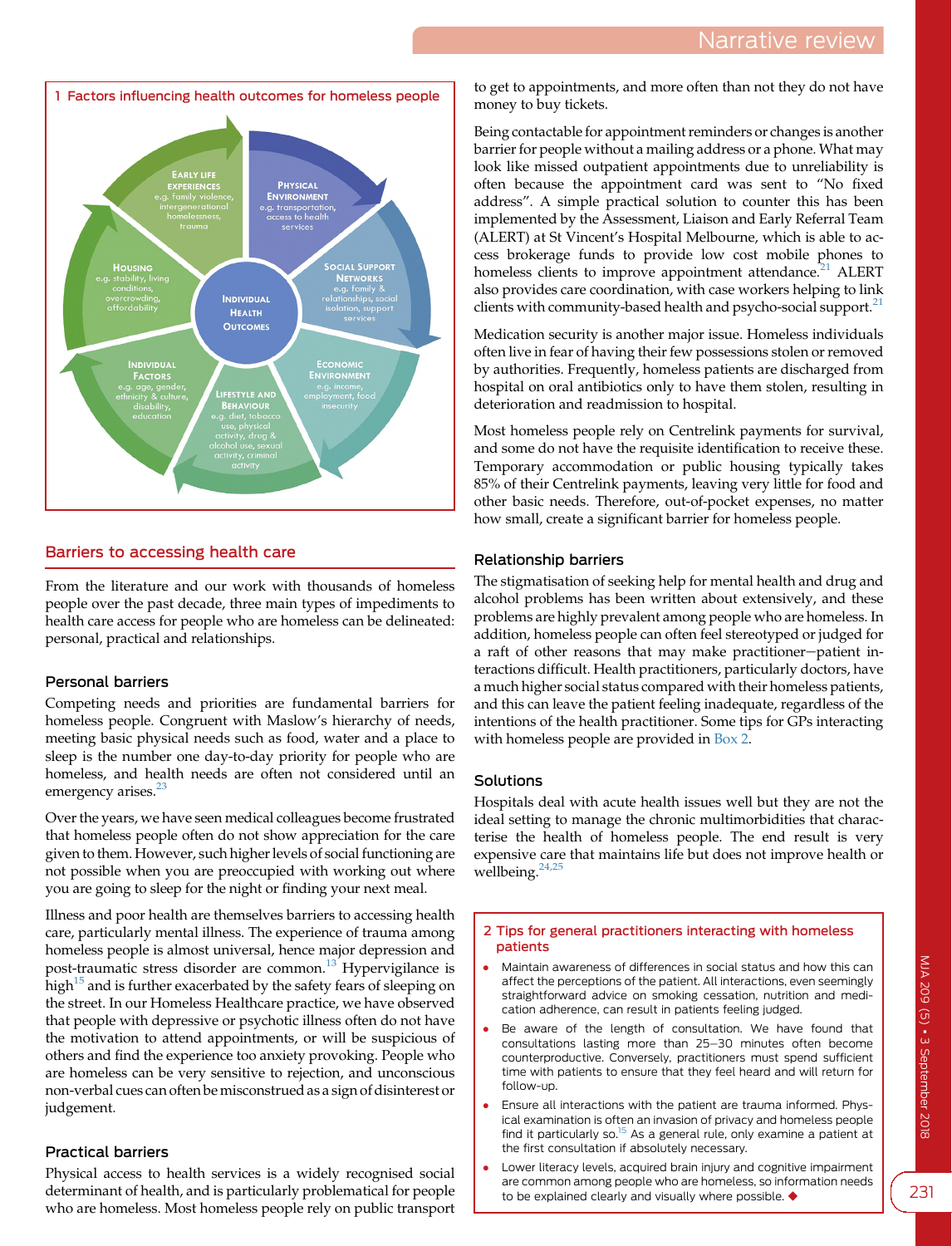## 1 Factors influencing health outcomes for homeless people

- **Early life experiences** e.g. family violence, intergenerational homelessness, trauma
- **Physical environment** e.g. transportation, access to health services
- **Social support networks** e.g. family & relationships, social isolation, support services
- **Economic environment** e.g. income, employment, food insecurity
- **Lifestyle and behaviour** e.g. diet, tobacco use, physical activity, drug & alcohol use, sexual activity, criminal activity
- **Individual factors** e.g. age, gender, ethnicity & culture, disability, education
- **Housing** e.g. stability, living conditions, overcrowding, affordability
- **Individual health outcomes**

## Barriers to accessing health care

From the literature and our work with thousands of homeless people over the past decade, three main types of impediments to health care access for people who are homeless can be delineated: personal, practical and relationships.

### Personal barriers

Competing needs and priorities are fundamental barriers for homeless people. Congruent with Maslow's hierarchy of needs, meeting basic physical needs such as food, water and a place to sleep is the number one day-to-day priority for people who are homeless, and health needs are often not considered until an emergency arises.[23]

Over the years, we have seen medical colleagues become frustrated that homeless people often do not show appreciation for the care given to them. However, such higher levels of social functioning are not possible when you are preoccupied with working out where you are going to sleep for the night or finding your next meal.

Illness and poor health are themselves barriers to accessing health care, particularly mental illness. The experience of trauma among homeless people is almost universal, hence major depression and post-traumatic stress disorder are common.[13] Hypervigilance is high[15] and is further exacerbated by the safety fears of sleeping on the street. In our Homeless Healthcare practice, we have observed that people with depressive or psychotic illness often do not have the motivation to attend appointments, or will be suspicious of others and find the experience too anxiety provoking. People who are homeless can be very sensitive to rejection, and unconscious non-verbal cues can often be misconstrued as a sign of disinterest or judgement.

### Practical barriers

Physical access to health services is a widely recognised social determinant of health, and is particularly problematical for people who are homeless. Most homeless people rely on public transport to get to appointments, and more often than not they do not have money to buy tickets.

Being contactable for appointment reminders or changes is another barrier for people without a mailing address or a phone. What may look like missed outpatient appointments due to unreliability is often because the appointment card was sent to "No fixed address". A simple practical solution to counter this has been implemented by the Assessment, Liaison and Early Referral Team (ALERT) at St Vincent's Hospital Melbourne, which is able to access brokerage funds to provide low cost mobile phones to homeless clients to improve appointment attendance.[21] ALERT also provides care coordination, with case workers helping to link clients with community-based health and psycho-social support.[21]

Medication security is another major issue. Homeless individuals often live in fear of having their few possessions stolen or removed by authorities. Frequently, homeless patients are discharged from hospital on oral antibiotics only to have them stolen, resulting in deterioration and readmission to hospital.

Most homeless people rely on Centrelink payments for survival, and some do not have the requisite identification to receive these. Temporary accommodation or public housing typically takes 85% of their Centrelink payments, leaving very little for food and other basic needs. Therefore, out-of-pocket expenses, no matter how small, create a significant barrier for homeless people.

### Relationship barriers

The stigmatisation of seeking help for mental health and drug and alcohol problems has been written about extensively, and these problems are highly prevalent among people who are homeless. In addition, homeless people can often feel stereotyped or judged for a raft of other reasons that may make practitioner–patient interactions difficult. Health practitioners, particularly doctors, have a much higher social status compared with their homeless patients, and this can leave the patient feeling inadequate, regardless of the intentions of the health practitioner. Some tips for GPs interacting with homeless people are provided in Box 2.

### Solutions

Hospitals deal with acute health issues well but they are not the ideal setting to manage the chronic multimorbidities that characterise the health of homeless people. The end result is very expensive care that maintains life but does not improve health or wellbeing.[24,25]

## 2 Tips for general practitioners interacting with homeless patients

- Maintain awareness of differences in social status and how this can affect the perceptions of the patient. All interactions, even seemingly straightforward advice on smoking cessation, nutrition and medication adherence, can result in patients feeling judged.
- Be aware of the length of consultation. We have found that consultations lasting more than 25–30 minutes often become counterproductive. Conversely, practitioners must spend sufficient time with patients to ensure that they feel heard and will return for follow-up.
- Ensure all interactions with the patient are trauma informed. Physical examination is often an invasion of privacy and homeless people find it particularly so.[15] As a general rule, only examine a patient at the first consultation if absolutely necessary.
- Lower literacy levels, acquired brain injury and cognitive impairment are common among people who are homeless, so information needs to be explained clearly and visually where possible. ◆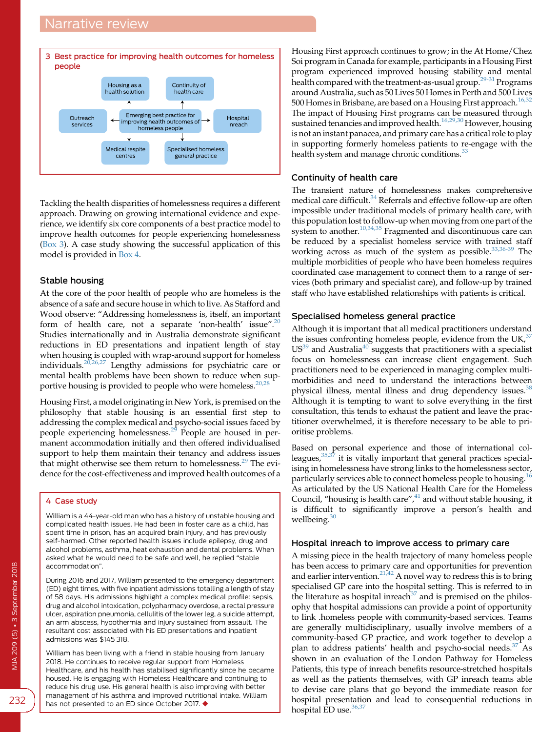### 3 Best practice for improving health outcomes for homeless people

Emerging best practice for improving health outcomes of homeless people:

- Housing as a health solution
- Continuity of health care
- Outreach services
- Hospital inreach
- Medical respite centres
- Specialised homeless general practice

Tackling the health disparities of homelessness requires a different approach. Drawing on growing international evidence and experience, we identify six core components of a best practice model to improve health outcomes for people experiencing homelessness (Box 3). A case study showing the successful application of this model is provided in Box 4.

## Stable housing

At the core of the poor health of people who are homeless is the absence of a safe and secure house in which to live. As Stafford and Wood observe: "Addressing homelessness is, itself, an important form of health care, not a separate 'non-health' issue".[20] Studies internationally and in Australia demonstrate significant reductions in ED presentations and inpatient length of stay when housing is coupled with wrap-around support for homeless individuals.[20,26,27] Lengthy admissions for psychiatric care or mental health problems have been shown to reduce when supportive housing is provided to people who were homeless.[20,28]

Housing First, a model originating in New York, is premised on the philosophy that stable housing is an essential first step to addressing the complex medical and psycho-social issues faced by people experiencing homelessness.[29] People are housed in permanent accommodation initially and then offered individualised support to help them maintain their tenancy and address issues that might otherwise see them return to homelessness.[29] The evidence for the cost-effectiveness and improved health outcomes of a Housing First approach continues to grow; in the At Home/Chez Soi program in Canada for example, participants in a Housing First program experienced improved housing stability and mental health compared with the treatment-as-usual group.[29-31] Programs around Australia, such as 50 Lives 50 Homes in Perth and 500 Lives 500 Homes in Brisbane, are based on a Housing First approach.[16,32] The impact of Housing First programs can be measured through sustained tenancies and improved health.[16,29,30] However, housing is not an instant panacea, and primary care has a critical role to play in supporting formerly homeless patients to re-engage with the health system and manage chronic conditions.[33]

### 4 Case study

William is a 44-year-old man who has a history of unstable housing and complicated health issues. He had been in foster care as a child, has spent time in prison, has an acquired brain injury, and has previously self-harmed. Other reported health issues include epilepsy, drug and alcohol problems, asthma, heat exhaustion and dental problems. When asked what he would need to be safe and well, he replied "stable accommodation".

During 2016 and 2017, William presented to the emergency department (ED) eight times, with five inpatient admissions totalling a length of stay of 58 days. His admissions highlight a complex medical profile: sepsis, drug and alcohol intoxication, polypharmacy overdose, a rectal pressure ulcer, aspiration pneumonia, cellulitis of the lower leg, a suicide attempt, an arm abscess, hypothermia and injury sustained from assault. The resultant cost associated with his ED presentations and inpatient admissions was $145 318.

William has been living with a friend in stable housing from January 2018. He continues to receive regular support from Homeless Healthcare, and his health has stabilised significantly since he became housed. He is engaging with Homeless Healthcare and continuing to reduce his drug use. His general health is also improving with better management of his asthma and improved nutritional intake. William has not presented to an ED since October 2017. ◆

## Continuity of health care

The transient nature of homelessness makes comprehensive medical care difficult.[34] Referrals and effective follow-up are often impossible under traditional models of primary health care, with this population lost to follow-up when moving from one part of the system to another.[10,34,35] Fragmented and discontinuous care can be reduced by a specialist homeless service with trained staff working across as much of the system as possible.[33,36-39] The multiple morbidities of people who have been homeless requires coordinated case management to connect them to a range of services (both primary and specialist care), and follow-up by trained staff who have established relationships with patients is critical.

## Specialised homeless general practice

Although it is important that all medical practitioners understand the issues confronting homeless people, evidence from the UK,[37] US[39] and Australia[40] suggests that practitioners with a specialist focus on homelessness can increase client engagement. Such practitioners need to be experienced in managing complex multimorbidities and need to understand the interactions between physical illness, mental illness and drug dependency issues.[38] Although it is tempting to want to solve everything in the first consultation, this tends to exhaust the patient and leave the practitioner overwhelmed, it is therefore necessary to be able to prioritise problems.

Based on personal experience and those of international colleagues,[35,37] it is vitally important that general practices specialising in homelessness have strong links to the homelessness sector, particularly services able to connect homeless people to housing.[16] As articulated by the US National Health Care for the Homeless Council, "housing is health care",[41] and without stable housing, it is difficult to significantly improve a person's health and wellbeing.[30]

## Hospital inreach to improve access to primary care

A missing piece in the health trajectory of many homeless people has been access to primary care and opportunities for prevention and earlier intervention.[21,42] A novel way to redress this is to bring specialised GP care into the hospital setting. This is referred to in the literature as hospital inreach[37] and is premised on the philosophy that hospital admissions can provide a point of opportunity to link .homeless people with community-based services. Teams are generally multidisciplinary, usually involve members of a community-based GP practice, and work together to develop a plan to address patients' health and psycho-social needs.[37] As shown in an evaluation of the London Pathway for Homeless Patients, this type of inreach benefits resource-stretched hospitals as well as the patients themselves, with GP inreach teams able to devise care plans that go beyond the immediate reason for hospital presentation and lead to consequential reductions in hospital ED use.[36,37]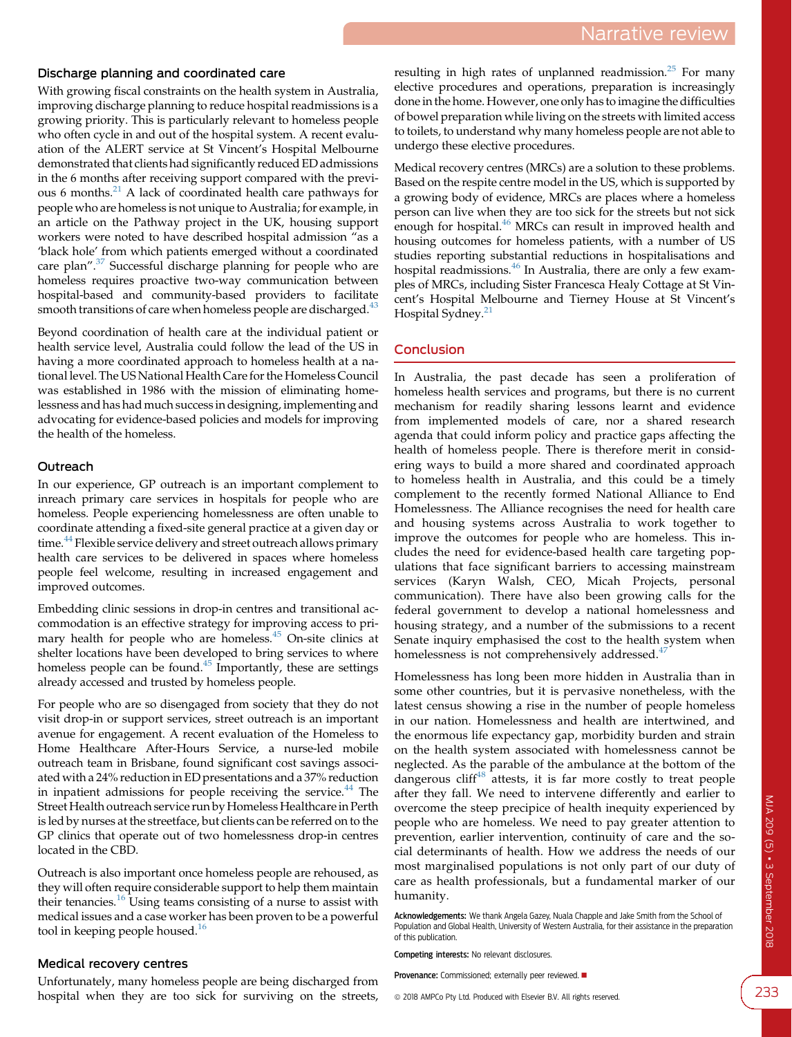### Discharge planning and coordinated care

With growing fiscal constraints on the health system in Australia, improving discharge planning to reduce hospital readmissions is a growing priority. This is particularly relevant to homeless people who often cycle in and out of the hospital system. A recent evaluation of the ALERT service at St Vincent's Hospital Melbourne demonstrated that clients had significantly reduced ED admissions in the 6 months after receiving support compared with the previous 6 months.[21] A lack of coordinated health care pathways for people who are homeless is not unique to Australia; for example, in an article on the Pathway project in the UK, housing support workers were noted to have described hospital admission "as a 'black hole' from which patients emerged without a coordinated care plan".[37] Successful discharge planning for people who are homeless requires proactive two-way communication between hospital-based and community-based providers to facilitate smooth transitions of care when homeless people are discharged.[43]

Beyond coordination of health care at the individual patient or health service level, Australia could follow the lead of the US in having a more coordinated approach to homeless health at a national level. The US National Health Care for the Homeless Council was established in 1986 with the mission of eliminating homelessness and has had much success in designing, implementing and advocating for evidence-based policies and models for improving the health of the homeless.

### Outreach

In our experience, GP outreach is an important complement to inreach primary care services in hospitals for people who are homeless. People experiencing homelessness are often unable to coordinate attending a fixed-site general practice at a given day or time.[44] Flexible service delivery and street outreach allows primary health care services to be delivered in spaces where homeless people feel welcome, resulting in increased engagement and improved outcomes.

Embedding clinic sessions in drop-in centres and transitional accommodation is an effective strategy for improving access to primary health for people who are homeless.[45] On-site clinics at shelter locations have been developed to bring services to where homeless people can be found.[45] Importantly, these are settings already accessed and trusted by homeless people.

For people who are so disengaged from society that they do not visit drop-in or support services, street outreach is an important avenue for engagement. A recent evaluation of the Homeless to Home Healthcare After-Hours Service, a nurse-led mobile outreach team in Brisbane, found significant cost savings associated with a 24% reduction in ED presentations and a 37% reduction in inpatient admissions for people receiving the service.[44] The Street Health outreach service run by Homeless Healthcare in Perth is led by nurses at the streetface, but clients can be referred on to the GP clinics that operate out of two homelessness drop-in centres located in the CBD.

Outreach is also important once homeless people are rehoused, as they will often require considerable support to help them maintain their tenancies.[16] Using teams consisting of a nurse to assist with medical issues and a case worker has been proven to be a powerful tool in keeping people housed.[16]

### Medical recovery centres

Unfortunately, many homeless people are being discharged from hospital when they are too sick for surviving on the streets, resulting in high rates of unplanned readmission.[25] For many elective procedures and operations, preparation is increasingly done in the home. However, one only has to imagine the difficulties of bowel preparation while living on the streets with limited access to toilets, to understand why many homeless people are not able to undergo these elective procedures.

Medical recovery centres (MRCs) are a solution to these problems. Based on the respite centre model in the US, which is supported by a growing body of evidence, MRCs are places where a homeless person can live when they are too sick for the streets but not sick enough for hospital.[46] MRCs can result in improved health and housing outcomes for homeless patients, with a number of US studies reporting substantial reductions in hospitalisations and hospital readmissions.[46] In Australia, there are only a few examples of MRCs, including Sister Francesca Healy Cottage at St Vincent's Hospital Melbourne and Tierney House at St Vincent's Hospital Sydney.[21]

## Conclusion

In Australia, the past decade has seen a proliferation of homeless health services and programs, but there is no current mechanism for readily sharing lessons learnt and evidence from implemented models of care, nor a shared research agenda that could inform policy and practice gaps affecting the health of homeless people. There is therefore merit in considering ways to build a more shared and coordinated approach to homeless health in Australia, and this could be a timely complement to the recently formed National Alliance to End Homelessness. The Alliance recognises the need for health care and housing systems across Australia to work together to improve the outcomes for people who are homeless. This includes the need for evidence-based health care targeting populations that face significant barriers to accessing mainstream services (Karyn Walsh, CEO, Micah Projects, personal communication). There have also been growing calls for the federal government to develop a national homelessness and housing strategy, and a number of the submissions to a recent Senate inquiry emphasised the cost to the health system when homelessness is not comprehensively addressed.[47]

Homelessness has long been more hidden in Australia than in some other countries, but it is pervasive nonetheless, with the latest census showing a rise in the number of people homeless in our nation. Homelessness and health are intertwined, and the enormous life expectancy gap, morbidity burden and strain on the health system associated with homelessness cannot be neglected. As the parable of the ambulance at the bottom of the dangerous cliff[48] attests, it is far more costly to treat people after they fall. We need to intervene differently and earlier to overcome the steep precipice of health inequity experienced by people who are homeless. We need to pay greater attention to prevention, earlier intervention, continuity of care and the social determinants of health. How we address the needs of our most marginalised populations is not only part of our duty of care as health professionals, but a fundamental marker of our humanity.

**Acknowledgements:** We thank Angela Gazey, Nuala Chapple and Jake Smith from the School of Population and Global Health, University of Western Australia, for their assistance in the preparation of this publication.

**Competing interests:** No relevant disclosures.

**Provenance:** Commissioned; externally peer reviewed. ■

© 2018 AMPCo Pty Ltd. Produced with Elsevier B.V. All rights reserved.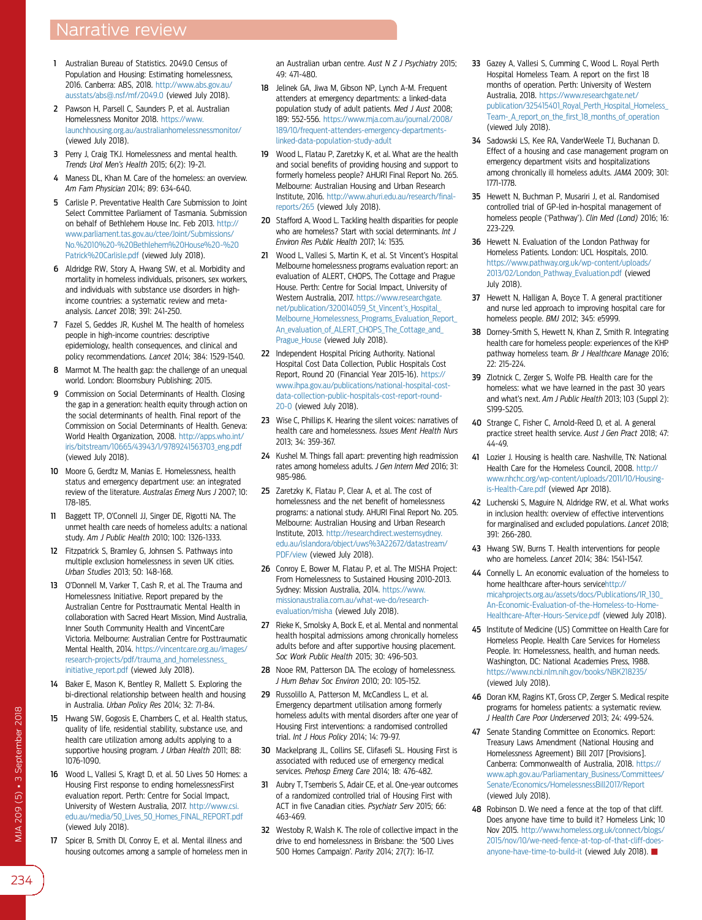1. Australian Bureau of Statistics. 2049.0 Census of Population and Housing: Estimating homelessness, 2016. Canberra: ABS, 2018. http://www.abs.gov.au/ausstats/abs@.nsf/mf/2049.0 (viewed July 2018).
2. Pawson H, Parsell C, Saunders P, et al. Australian Homelessness Monitor 2018. https://www.launchhousing.org.au/australianhomelessnessmonitor/ (viewed July 2018).
3. Perry J, Craig TKJ. Homelessness and mental health. *Trends Urol Men's Health* 2015; 6(2): 19-21.
4. Maness DL, Khan M. Care of the homeless: an overview. *Am Fam Physician* 2014; 89: 634-640.
5. Carlisle P. Preventative Health Care Submission to Joint Select Committee Parliament of Tasmania. Submission on behalf of Bethlehem House Inc. Feb 2013. http://www.parliament.tas.gov.au/ctee/Joint/Submissions/No.%2010%20-%20Bethlehem%20House%20-%20Patrick%20Carlisle.pdf (viewed July 2018).
6. Aldridge RW, Story A, Hwang SW, et al. Morbidity and mortality in homeless individuals, prisoners, sex workers, and individuals with substance use disorders in high-income countries: a systematic review and meta-analysis. *Lancet* 2018; 391: 241-250.
7. Fazel S, Geddes JR, Kushel M. The health of homeless people in high-income countries: descriptive epidemiology, health consequences, and clinical and policy recommendations. *Lancet* 2014; 384: 1529-1540.
8. Marmot M. The health gap: the challenge of an unequal world. London: Bloomsbury Publishing; 2015.
9. Commission on Social Determinants of Health. Closing the gap in a generation: health equity through action on the social determinants of health. Final report of the Commission on Social Determinants of Health. Geneva: World Health Organization, 2008. http://apps.who.int/iris/bitstream/10665/43943/1/9789241563703_eng.pdf (viewed July 2018).
10. Moore G, Gerdtz M, Manias E. Homelessness, health status and emergency department use: an integrated review of the literature. *Australas Emerg Nurs J* 2007; 10: 178-185.
11. Baggett TP, O'Connell JJ, Singer DE, Rigotti NA. The unmet health care needs of homeless adults: a national study. *Am J Public Health* 2010; 100: 1326-1333.
12. Fitzpatrick S, Bramley G, Johnsen S. Pathways into multiple exclusion homelessness in seven UK cities. *Urban Studies* 2013; 50: 148-168.
13. O'Donnell M, Varker T, Cash R, et al. The Trauma and Homelessness Initiative. Report prepared by the Australian Centre for Posttraumatic Mental Health in collaboration with Sacred Heart Mission, Mind Australia, Inner South Community Health and VincentCare Victoria. Melbourne: Australian Centre for Posttraumatic Mental Health, 2014. https://vincentcare.org.au/images/research-projects/pdf/trauma_and_homelessness_initiative_report.pdf (viewed July 2018).
14. Baker E, Mason K, Bentley R, Mallett S. Exploring the bi-directional relationship between health and housing in Australia. *Urban Policy Res* 2014; 32: 71-84.
15. Hwang SW, Gogosis E, Chambers C, et al. Health status, quality of life, residential stability, substance use, and health care utilization among adults applying to a supportive housing program. *J Urban Health* 2011; 88: 1076-1090.
16. Wood L, Vallesi S, Kragt D, et al. 50 Lives 50 Homes: a Housing First response to ending homelessnessFirst evaluation report. Perth: Centre for Social Impact, University of Western Australia, 2017. http://www.csi.edu.au/media/50_Lives_50_Homes_FINAL_REPORT.pdf (viewed July 2018).
17. Spicer B, Smith DI, Conroy E, et al. Mental illness and housing outcomes among a sample of homeless men in an Australian urban centre. *Aust N Z J Psychiatry* 2015; 49: 471-480.
18. Jelinek GA, Jiwa M, Gibson NP, Lynch A-M. Frequent attenders at emergency departments: a linked-data population study of adult patients. *Med J Aust* 2008; 189: 552-556. https://www.mja.com.au/journal/2008/189/10/frequent-attenders-emergency-departments-linked-data-population-study-adult
19. Wood L, Flatau P, Zaretzky K, et al. What are the health and social benefits of providing housing and support to formerly homeless people? AHURI Final Report No. 265. Melbourne: Australian Housing and Urban Research Institute, 2016. http://www.ahuri.edu.au/research/final-reports/265 (viewed July 2018).
20. Stafford A, Wood L. Tackling health disparities for people who are homeless? Start with social determinants. *Int J Environ Res Public Health* 2017; 14: 1535.
21. Wood L, Vallesi S, Martin K, et al. St Vincent's Hospital Melbourne homelessness programs evaluation report: an evaluation of ALERT, CHOPS, The Cottage and Prague House. Perth: Centre for Social Impact, University of Western Australia, 2017. https://www.researchgate.net/publication/320014059_St_Vincent's_Hospital_Melbourne_Homelessness_Programs_Evaluation_Report_An_evaluation_of_ALERT_CHOPS_The_Cottage_and_Prague_House (viewed July 2018).
22. Independent Hospital Pricing Authority. National Hospital Cost Data Collection, Public Hospitals Cost Report, Round 20 (Financial Year 2015-16). https://www.ihpa.gov.au/publications/national-hospital-cost-data-collection-public-hospitals-cost-report-round-20-0 (viewed July 2018).
23. Wise C, Phillips K. Hearing the silent voices: narratives of health care and homelessness. *Issues Ment Health Nurs* 2013; 34: 359-367.
24. Kushel M. Things fall apart: preventing high readmission rates among homeless adults. *J Gen Intern Med* 2016; 31: 985-986.
25. Zaretzky K, Flatau P, Clear A, et al. The cost of homelessness and the net benefit of homelessness programs: a national study. AHURI Final Report No. 205. Melbourne: Australian Housing and Urban Research Institute, 2013. http://researchdirect.westernsydney.edu.au/islandora/object/uws%3A22672/datastream/PDF/view (viewed July 2018).
26. Conroy E, Bower M, Flatau P, et al. The MISHA Project: From Homelessness to Sustained Housing 2010-2013. Sydney: Mission Australia, 2014. https://www.missionaustralia.com.au/what-we-do/research-evaluation/misha (viewed July 2018).
27. Rieke K, Smolsky A, Bock E, et al. Mental and nonmental health hospital admissions among chronically homeless adults before and after supportive housing placement. *Soc Work Public Health* 2015; 30: 496-503.
28. Nooe RM, Patterson DA. The ecology of homelessness. *J Hum Behav Soc Environ* 2010; 20: 105-152.
29. Russolillo A, Patterson M, McCandless L, et al. Emergency department utilisation among formerly homeless adults with mental disorders after one year of Housing First interventions: a randomised controlled trial. *Int J Hous Policy* 2014; 14: 79-97.
30. Mackelprang JL, Collins SE, Clifasefi SL. Housing First is associated with reduced use of emergency medical services. *Prehosp Emerg Care* 2014; 18: 476-482.
31. Aubry T, Tsemberis S, Adair CE, et al. One-year outcomes of a randomized controlled trial of Housing First with ACT in five Canadian cities. *Psychiatr Serv* 2015; 66: 463-469.
32. Westoby R, Walsh K. The role of collective impact in the drive to end homelessness in Brisbane: the '500 Lives 500 Homes Campaign'. *Parity* 2014; 27(7): 16-17.
33. Gazey A, Vallesi S, Cumming C, Wood L. Royal Perth Hospital Homeless Team. A report on the first 18 months of operation. Perth: University of Western Australia, 2018. https://www.researchgate.net/publication/325415401_Royal_Perth_Hospital_Homeless_Team-_A_report_on_the_first_18_months_of_operation (viewed July 2018).
34. Sadowski LS, Kee RA, VanderWeele TJ, Buchanan D. Effect of a housing and case management program on emergency department visits and hospitalizations among chronically ill homeless adults. *JAMA* 2009; 301: 1771-1778.
35. Hewett N, Buchman P, Musariri J, et al. Randomised controlled trial of GP-led in-hospital management of homeless people ('Pathway'). *Clin Med (Lond)* 2016; 16: 223-229.
36. Hewett N. Evaluation of the London Pathway for Homeless Patients. London: UCL Hospitals, 2010. https://www.pathway.org.uk/wp-content/uploads/2013/02/London_Pathway_Evaluation.pdf (viewed July 2018).
37. Hewett N, Halligan A, Boyce T. A general practitioner and nurse led approach to improving hospital care for homeless people. *BMJ* 2012; 345: e5999.
38. Dorney-Smith S, Hewett N, Khan Z, Smith R. Integrating health care for homeless people: experiences of the KHP pathway homeless team. *Br J Healthcare Manage* 2016; 22: 215-224.
39. Zlotnick C, Zerger S, Wolfe PB. Health care for the homeless: what we have learned in the past 30 years and what's next. *Am J Public Health* 2013; 103 (Suppl 2): S199-S205.
40. Strange C, Fisher C, Arnold-Reed D, et al. A general practice street health service. *Aust J Gen Pract* 2018; 47: 44-49.
41. Lozier J. Housing is health care. Nashville, TN: National Health Care for the Homeless Council, 2008. http://www.nhchc.org/wp-content/uploads/2011/10/Housing-is-Health-Care.pdf (viewed Apr 2018).
42. Luchenski S, Maguire N, Aldridge RW, et al. What works in inclusion health: overview of effective interventions for marginalised and excluded populations. *Lancet* 2018; 391: 266-280.
43. Hwang SW, Burns T. Health interventions for people who are homeless. *Lancet* 2014; 384: 1541-1547.
44. Connelly L. An economical evaluation of the homeless to home healthcare after-hours servicehttp://micahprojects.org.au/assets/docs/Publications/IR_130_An-Economic-Evaluation-of-the-Homeless-to-Home-Healthcare-After-Hours-Service.pdf (viewed July 2018).
45. Institute of Medicine (US) Committee on Health Care for Homeless People. Health Care Services for Homeless People. In: Homelessness, health, and human needs. Washington, DC: National Academies Press, 1988. https://www.ncbi.nlm.nih.gov/books/NBK218235/ (viewed July 2018).
46. Doran KM, Ragins KT, Gross CP, Zerger S. Medical respite programs for homeless patients: a systematic review. *J Health Care Poor Underserved* 2013; 24: 499-524.
47. Senate Standing Committee on Economics. Report: Treasury Laws Amendment (National Housing and Homelessness Agreement) Bill 2017 [Provisions]. Canberra: Commonwealth of Australia, 2018. https://www.aph.gov.au/Parliamentary_Business/Committees/Senate/Economics/HomelessnessBill2017/Report (viewed July 2018).
48. Robinson D. We need a fence at the top of that cliff. Does anyone have time to build it? Homeless Link; 10 Nov 2015. http://www.homeless.org.uk/connect/blogs/2015/nov/10/we-need-fence-at-top-of-that-cliff-does-anyone-have-time-to-build-it (viewed July 2018). ■